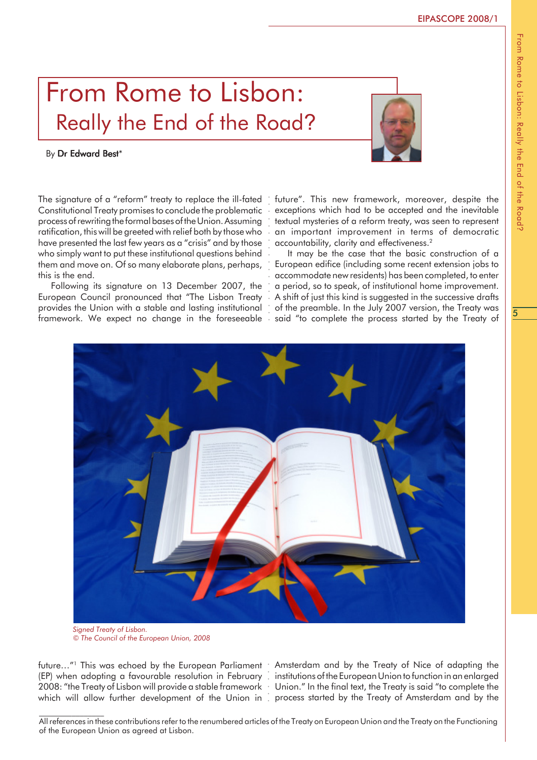# From Rome to Lisbon: Really the End of the Road?

By **Dr Edward Best***

The signature of a "reform" treaty to replace the ill-fated Constitutional Treaty promises to conclude the problematic process of rewriting the formal bases of the Union. Assuming ratification, this will be greeted with relief both by those who have presented the last few years as a "crisis" and by those who simply want to put these institutional questions behind them and move on. Of so many elaborate plans, perhaps, this is the end.

Following its signature on 13 December 2007, the European Council pronounced that "The Lisbon Treaty provides the Union with a stable and lasting institutional framework. We expect no change in the foreseeable future…"[1] This was echoed by the European Parliament (EP) when adopting a favourable resolution in February 2008: "the Treaty of Lisbon will provide a stable framework which will allow further development of the Union in future". This new framework, moreover, despite the exceptions which had to be accepted and the inevitable textual mysteries of a reform treaty, was seen to represent an important improvement in terms of democratic accountability, clarity and effectiveness.[2]

It may be the case that the basic construction of a European edifice (including some recent extension jobs to accommodate new residents) has been completed, to enter a period, so to speak, of institutional home improvement. A shift of just this kind is suggested in the successive drafts of the preamble. In the July 2007 version, the Treaty was said "to complete the process started by the Treaty of Amsterdam and by the Treaty of Nice of adapting the institutions of the European Union to function in an enlarged Union." In the final text, the Treaty is said "to complete the process started by the Treaty of Amsterdam and by the

*Signed Treaty of Lisbon.*
*© The Council of the European Union, 2008*

---

All references in these contributions refer to the renumbered articles of the Treaty on European Union and the Treaty on the Functioning of the European Union as agreed at Lisbon.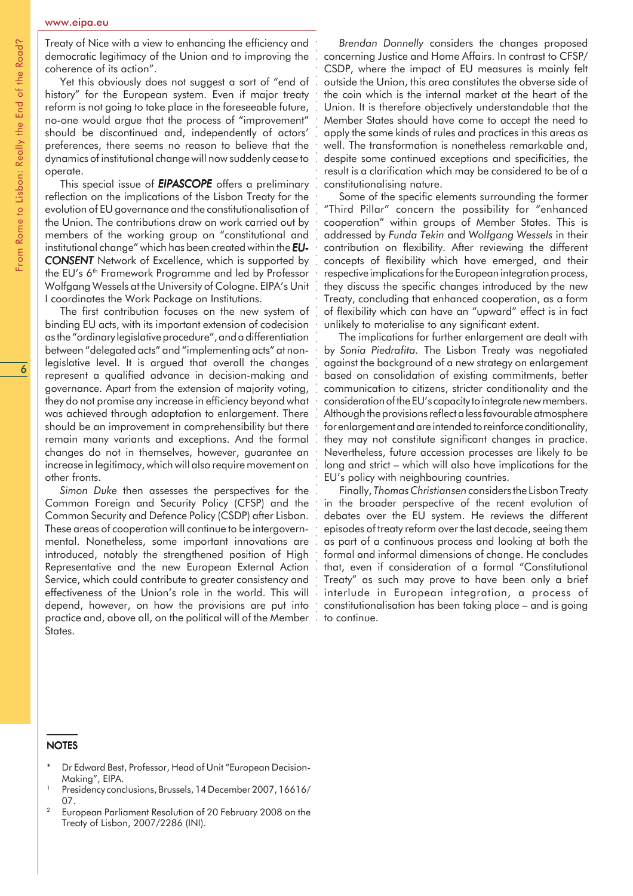Treaty of Nice with a view to enhancing the efficiency and democratic legitimacy of the Union and to improving the coherence of its action".

Yet this obviously does not suggest a sort of "end of history" for the European system. Even if major treaty reform is not going to take place in the foreseeable future, no-one would argue that the process of "improvement" should be discontinued and, independently of actors' preferences, there seems no reason to believe that the dynamics of institutional change will now suddenly cease to operate.

This special issue of ***EIPASCOPE*** offers a preliminary reflection on the implications of the Lisbon Treaty for the evolution of EU governance and the constitutionalisation of the Union. The contributions draw on work carried out by members of the working group on "constitutional and institutional change" which has been created within the ***EU-CONSENT*** Network of Excellence, which is supported by the EU's 6th Framework Programme and led by Professor Wolfgang Wessels at the University of Cologne. EIPA's Unit I coordinates the Work Package on Institutions.

The first contribution focuses on the new system of binding EU acts, with its important extension of codecision as the "ordinary legislative procedure", and a differentiation between "delegated acts" and "implementing acts" at non-legislative level. It is argued that overall the changes represent a qualified advance in decision-making and governance. Apart from the extension of majority voting, they do not promise any increase in efficiency beyond what was achieved through adaptation to enlargement. There should be an improvement in comprehensibility but there remain many variants and exceptions. And the formal changes do not in themselves, however, guarantee an increase in legitimacy, which will also require movement on other fronts.

*Simon Duke* then assesses the perspectives for the Common Foreign and Security Policy (CFSP) and the Common Security and Defence Policy (CSDP) after Lisbon. These areas of cooperation will continue to be intergovernmental. Nonetheless, some important innovations are introduced, notably the strengthened position of High Representative and the new European External Action Service, which could contribute to greater consistency and effectiveness of the Union's role in the world. This will depend, however, on how the provisions are put into practice and, above all, on the political will of the Member States.

*Brendan Donnelly* considers the changes proposed concerning Justice and Home Affairs. In contrast to CFSP/CSDP, where the impact of EU measures is mainly felt outside the Union, this area constitutes the obverse side of the coin which is the internal market at the heart of the Union. It is therefore objectively understandable that the Member States should have come to accept the need to apply the same kinds of rules and practices in this areas as well. The transformation is nonetheless remarkable and, despite some continued exceptions and specificities, the result is a clarification which may be considered to be of a constitutionalising nature.

Some of the specific elements surrounding the former "Third Pillar" concern the possibility for "enhanced cooperation" within groups of Member States. This is addressed by *Funda Tekin* and *Wolfgang Wessels* in their contribution on flexibility. After reviewing the different concepts of flexibility which have emerged, and their respective implications for the European integration process, they discuss the specific changes introduced by the new Treaty, concluding that enhanced cooperation, as a form of flexibility which can have an "upward" effect is in fact unlikely to materialise to any significant extent.

The implications for further enlargement are dealt with by *Sonia Piedrafita*. The Lisbon Treaty was negotiated against the background of a new strategy on enlargement based on consolidation of existing commitments, better communication to citizens, stricter conditionality and the consideration of the EU's capacity to integrate new members. Although the provisions reflect a less favourable atmosphere for enlargement and are intended to reinforce conditionality, they may not constitute significant changes in practice. Nevertheless, future accession processes are likely to be long and strict – which will also have implications for the EU's policy with neighbouring countries.

Finally, *Thomas Christiansen* considers the Lisbon Treaty in the broader perspective of the recent evolution of debates over the EU system. He reviews the different episodes of treaty reform over the last decade, seeing them as part of a continuous process and looking at both the formal and informal dimensions of change. He concludes that, even if consideration of a formal "Constitutional Treaty" as such may prove to have been only a brief interlude in European integration, a process of constitutionalisation has been taking place – and is going to continue.

## NOTES

\* Dr Edward Best, Professor, Head of Unit "European Decision-Making", EIPA.

[1] Presidency conclusions, Brussels, 14 December 2007, 16616/07.

[2] European Parliament Resolution of 20 February 2008 on the Treaty of Lisbon, 2007/2286 (INI).